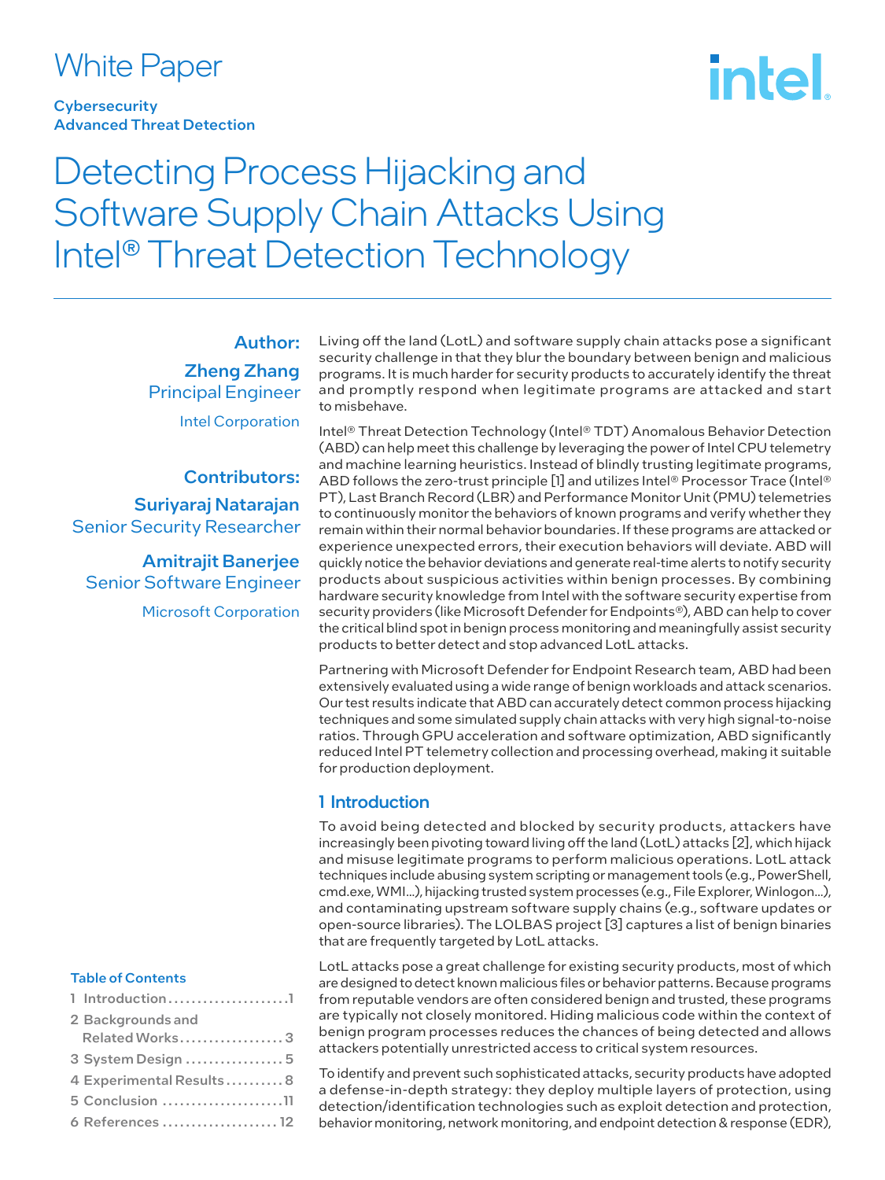White Paper

**Cybersecurity**
**Advanced Threat Detection**

# Detecting Process Hijacking and Software Supply Chain Attacks Using Intel® Threat Detection Technology

**Author:**

**Zheng Zhang**
Principal Engineer
Intel Corporation

**Contributors:**

**Suriyaraj Natarajan**
Senior Security Researcher

**Amitrajit Banerjee**
Senior Software Engineer
Microsoft Corporation

Living off the land (LotL) and software supply chain attacks pose a significant security challenge in that they blur the boundary between benign and malicious programs. It is much harder for security products to accurately identify the threat and promptly respond when legitimate programs are attacked and start to misbehave.

Intel® Threat Detection Technology (Intel® TDT) Anomalous Behavior Detection (ABD) can help meet this challenge by leveraging the power of Intel CPU telemetry and machine learning heuristics. Instead of blindly trusting legitimate programs, ABD follows the zero-trust principle [1] and utilizes Intel® Processor Trace (Intel® PT), Last Branch Record (LBR) and Performance Monitor Unit (PMU) telemetries to continuously monitor the behaviors of known programs and verify whether they remain within their normal behavior boundaries. If these programs are attacked or experience unexpected errors, their execution behaviors will deviate. ABD will quickly notice the behavior deviations and generate real-time alerts to notify security products about suspicious activities within benign processes. By combining hardware security knowledge from Intel with the software security expertise from security providers (like Microsoft Defender for Endpoints®), ABD can help to cover the critical blind spot in benign process monitoring and meaningfully assist security products to better detect and stop advanced LotL attacks.

Partnering with Microsoft Defender for Endpoint Research team, ABD had been extensively evaluated using a wide range of benign workloads and attack scenarios. Our test results indicate that ABD can accurately detect common process hijacking techniques and some simulated supply chain attacks with very high signal-to-noise ratios. Through GPU acceleration and software optimization, ABD significantly reduced Intel PT telemetry collection and processing overhead, making it suitable for production deployment.

**Table of Contents**

1 Introduction .....................1
2 Backgrounds and Related Works..................3
3 System Design .................5
4 Experimental Results..........8
5 Conclusion .....................11
6 References ....................12

## 1 Introduction

To avoid being detected and blocked by security products, attackers have increasingly been pivoting toward living off the land (LotL) attacks [2], which hijack and misuse legitimate programs to perform malicious operations. LotL attack techniques include abusing system scripting or management tools (e.g., PowerShell, cmd.exe, WMI...), hijacking trusted system processes (e.g., File Explorer, Winlogon...), and contaminating upstream software supply chains (e.g., software updates or open-source libraries). The LOLBAS project [3] captures a list of benign binaries that are frequently targeted by LotL attacks.

LotL attacks pose a great challenge for existing security products, most of which are designed to detect known malicious files or behavior patterns. Because programs from reputable vendors are often considered benign and trusted, these programs are typically not closely monitored. Hiding malicious code within the context of benign program processes reduces the chances of being detected and allows attackers potentially unrestricted access to critical system resources.

To identify and prevent such sophisticated attacks, security products have adopted a defense-in-depth strategy: they deploy multiple layers of protection, using detection/identification technologies such as exploit detection and protection, behavior monitoring, network monitoring, and endpoint detection & response (EDR),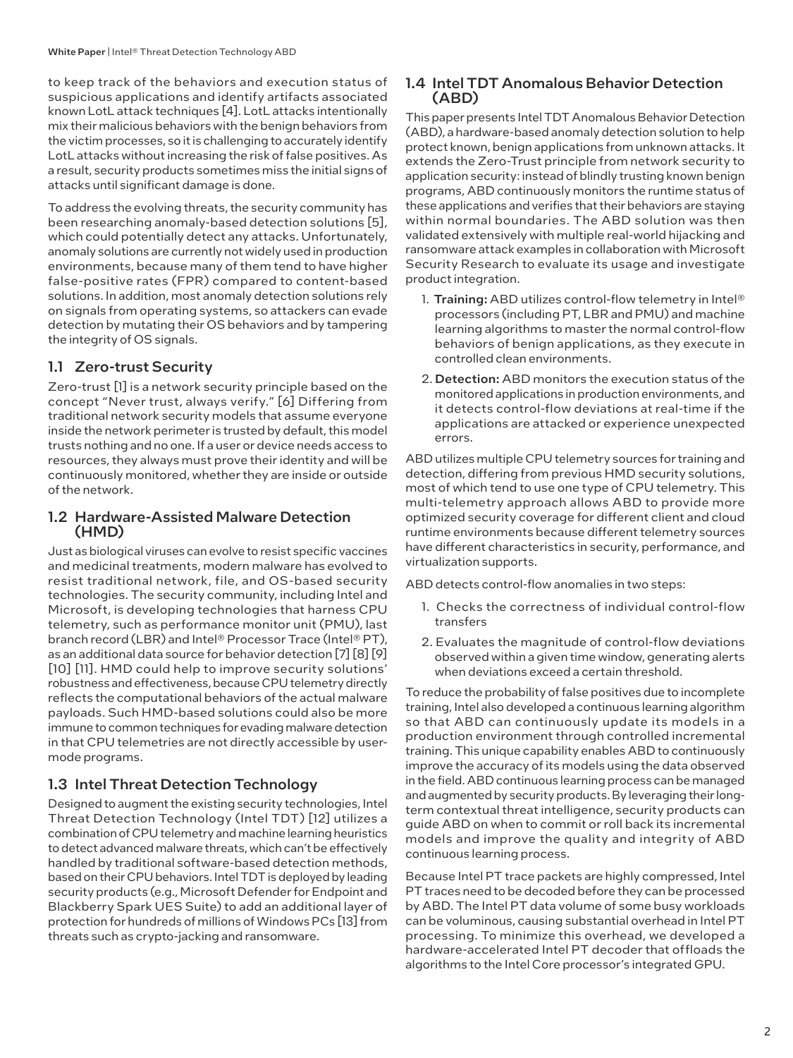to keep track of the behaviors and execution status of suspicious applications and identify artifacts associated known LotL attack techniques [4]. LotL attacks intentionally mix their malicious behaviors with the benign behaviors from the victim processes, so it is challenging to accurately identify LotL attacks without increasing the risk of false positives. As a result, security products sometimes miss the initial signs of attacks until significant damage is done.

To address the evolving threats, the security community has been researching anomaly-based detection solutions [5], which could potentially detect any attacks. Unfortunately, anomaly solutions are currently not widely used in production environments, because many of them tend to have higher false-positive rates (FPR) compared to content-based solutions. In addition, most anomaly detection solutions rely on signals from operating systems, so attackers can evade detection by mutating their OS behaviors and by tampering the integrity of OS signals.

## 1.1 Zero-trust Security

Zero-trust [1] is a network security principle based on the concept "Never trust, always verify." [6] Differing from traditional network security models that assume everyone inside the network perimeter is trusted by default, this model trusts nothing and no one. If a user or device needs access to resources, they always must prove their identity and will be continuously monitored, whether they are inside or outside of the network.

## 1.2 Hardware-Assisted Malware Detection (HMD)

Just as biological viruses can evolve to resist specific vaccines and medicinal treatments, modern malware has evolved to resist traditional network, file, and OS-based security technologies. The security community, including Intel and Microsoft, is developing technologies that harness CPU telemetry, such as performance monitor unit (PMU), last branch record (LBR) and Intel® Processor Trace (Intel® PT), as an additional data source for behavior detection [7] [8] [9] [10] [11]. HMD could help to improve security solutions' robustness and effectiveness, because CPU telemetry directly reflects the computational behaviors of the actual malware payloads. Such HMD-based solutions could also be more immune to common techniques for evading malware detection in that CPU telemetries are not directly accessible by user-mode programs.

## 1.3 Intel Threat Detection Technology

Designed to augment the existing security technologies, Intel Threat Detection Technology (Intel TDT) [12] utilizes a combination of CPU telemetry and machine learning heuristics to detect advanced malware threats, which can't be effectively handled by traditional software-based detection methods, based on their CPU behaviors. Intel TDT is deployed by leading security products (e.g., Microsoft Defender for Endpoint and Blackberry Spark UES Suite) to add an additional layer of protection for hundreds of millions of Windows PCs [13] from threats such as crypto-jacking and ransomware.

## 1.4 Intel TDT Anomalous Behavior Detection (ABD)

This paper presents Intel TDT Anomalous Behavior Detection (ABD), a hardware-based anomaly detection solution to help protect known, benign applications from unknown attacks. It extends the Zero-Trust principle from network security to application security: instead of blindly trusting known benign programs, ABD continuously monitors the runtime status of these applications and verifies that their behaviors are staying within normal boundaries. The ABD solution was then validated extensively with multiple real-world hijacking and ransomware attack examples in collaboration with Microsoft Security Research to evaluate its usage and investigate product integration.

1. **Training:** ABD utilizes control-flow telemetry in Intel® processors (including PT, LBR and PMU) and machine learning algorithms to master the normal control-flow behaviors of benign applications, as they execute in controlled clean environments.
2. **Detection:** ABD monitors the execution status of the monitored applications in production environments, and it detects control-flow deviations at real-time if the applications are attacked or experience unexpected errors.

ABD utilizes multiple CPU telemetry sources for training and detection, differing from previous HMD security solutions, most of which tend to use one type of CPU telemetry. This multi-telemetry approach allows ABD to provide more optimized security coverage for different client and cloud runtime environments because different telemetry sources have different characteristics in security, performance, and virtualization supports.

ABD detects control-flow anomalies in two steps:

1. Checks the correctness of individual control-flow transfers
2. Evaluates the magnitude of control-flow deviations observed within a given time window, generating alerts when deviations exceed a certain threshold.

To reduce the probability of false positives due to incomplete training, Intel also developed a continuous learning algorithm so that ABD can continuously update its models in a production environment through controlled incremental training. This unique capability enables ABD to continuously improve the accuracy of its models using the data observed in the field. ABD continuous learning process can be managed and augmented by security products. By leveraging their long-term contextual threat intelligence, security products can guide ABD on when to commit or roll back its incremental models and improve the quality and integrity of ABD continuous learning process.

Because Intel PT trace packets are highly compressed, Intel PT traces need to be decoded before they can be processed by ABD. The Intel PT data volume of some busy workloads can be voluminous, causing substantial overhead in Intel PT processing. To minimize this overhead, we developed a hardware-accelerated Intel PT decoder that offloads the algorithms to the Intel Core processor's integrated GPU.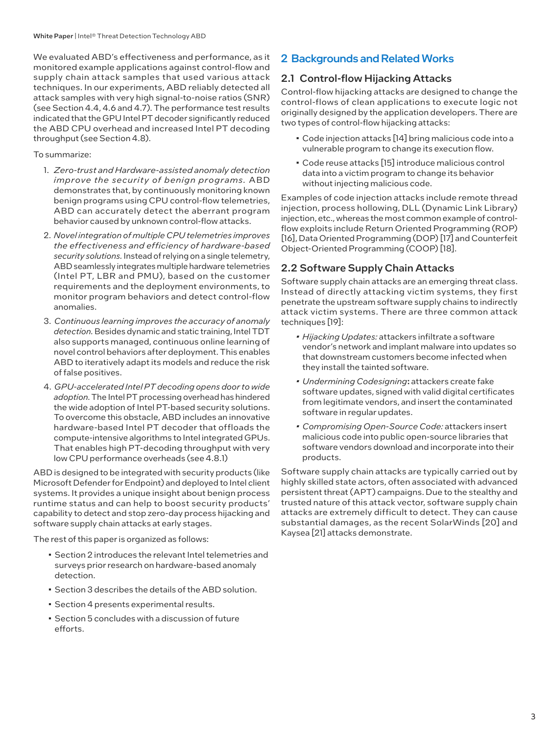We evaluated ABD's effectiveness and performance, as it monitored example applications against control-flow and supply chain attack samples that used various attack techniques. In our experiments, ABD reliably detected all attack samples with very high signal-to-noise ratios (SNR) (see Section 4.4, 4.6 and 4.7). The performance test results indicated that the GPU Intel PT decoder significantly reduced the ABD CPU overhead and increased Intel PT decoding throughput (see Section 4.8).

To summarize:

1. *Zero-trust and Hardware-assisted anomaly detection improve the security of benign programs.* ABD demonstrates that, by continuously monitoring known benign programs using CPU control-flow telemetries, ABD can accurately detect the aberrant program behavior caused by unknown control-flow attacks.
2. *Novel integration of multiple CPU telemetries improves the effectiveness and efficiency of hardware-based security solutions.* Instead of relying on a single telemetry, ABD seamlessly integrates multiple hardware telemetries (Intel PT, LBR and PMU), based on the customer requirements and the deployment environments, to monitor program behaviors and detect control-flow anomalies.
3. *Continuous learning improves the accuracy of anomaly detection.* Besides dynamic and static training, Intel TDT also supports managed, continuous online learning of novel control behaviors after deployment. This enables ABD to iteratively adapt its models and reduce the risk of false positives.
4. *GPU-accelerated Intel PT decoding opens door to wide adoption.* The Intel PT processing overhead has hindered the wide adoption of Intel PT-based security solutions. To overcome this obstacle, ABD includes an innovative hardware-based Intel PT decoder that offloads the compute-intensive algorithms to Intel integrated GPUs. That enables high PT-decoding throughput with very low CPU performance overheads (see 4.8.1)

ABD is designed to be integrated with security products (like Microsoft Defender for Endpoint) and deployed to Intel client systems. It provides a unique insight about benign process runtime status and can help to boost security products' capability to detect and stop zero-day process hijacking and software supply chain attacks at early stages.

The rest of this paper is organized as follows:

- Section 2 introduces the relevant Intel telemetries and surveys prior research on hardware-based anomaly detection.
- Section 3 describes the details of the ABD solution.
- Section 4 presents experimental results.
- Section 5 concludes with a discussion of future efforts.

## 2 Backgrounds and Related Works

### 2.1 Control-flow Hijacking Attacks

Control-flow hijacking attacks are designed to change the control-flows of clean applications to execute logic not originally designed by the application developers. There are two types of control-flow hijacking attacks:

- Code injection attacks [14] bring malicious code into a vulnerable program to change its execution flow.
- Code reuse attacks [15] introduce malicious control data into a victim program to change its behavior without injecting malicious code.

Examples of code injection attacks include remote thread injection, process hollowing, DLL (Dynamic Link Library) injection, etc., whereas the most common example of control-flow exploits include Return Oriented Programming (ROP) [16], Data Oriented Programming (DOP) [17] and Counterfeit Object-Oriented Programming (COOP) [18].

### 2.2 Software Supply Chain Attacks

Software supply chain attacks are an emerging threat class. Instead of directly attacking victim systems, they first penetrate the upstream software supply chains to indirectly attack victim systems. There are three common attack techniques [19]:

- *Hijacking Updates:* attackers infiltrate a software vendor's network and implant malware into updates so that downstream customers become infected when they install the tainted software.
- *Undermining Codesigning*: attackers create fake software updates, signed with valid digital certificates from legitimate vendors, and insert the contaminated software in regular updates.
- *Compromising Open-Source Code:* attackers insert malicious code into public open-source libraries that software vendors download and incorporate into their products.

Software supply chain attacks are typically carried out by highly skilled state actors, often associated with advanced persistent threat (APT) campaigns. Due to the stealthy and trusted nature of this attack vector, software supply chain attacks are extremely difficult to detect. They can cause substantial damages, as the recent SolarWinds [20] and Kaysea [21] attacks demonstrate.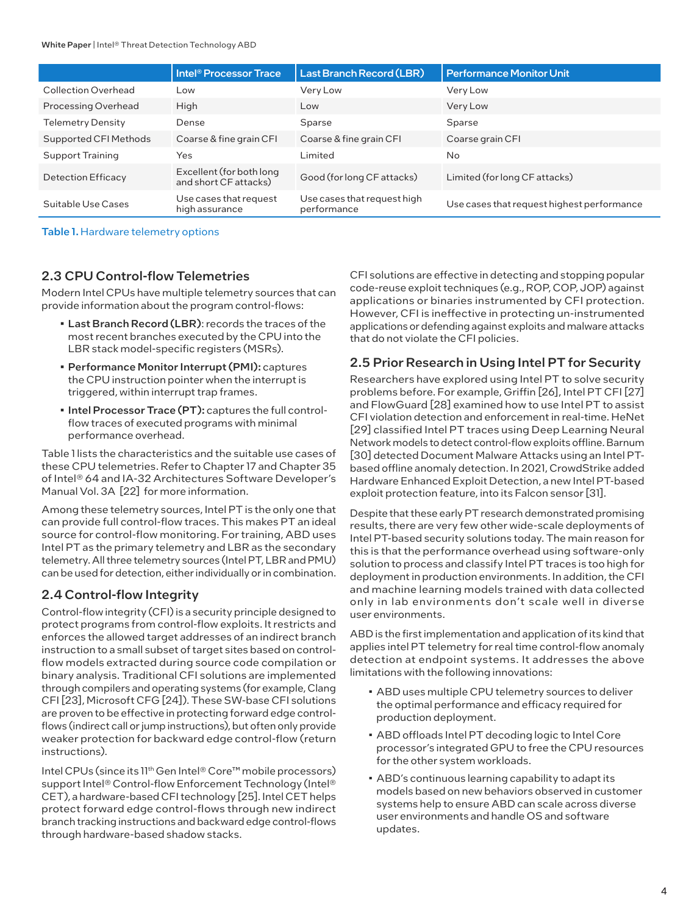| | Intel® Processor Trace | Last Branch Record (LBR) | Performance Monitor Unit |
|---|---|---|---|
| Collection Overhead | Low | Very Low | Very Low |
| Processing Overhead | High | Low | Very Low |
| Telemetry Density | Dense | Sparse | Sparse |
| Supported CFI Methods | Coarse & fine grain CFI | Coarse & fine grain CFI | Coarse grain CFI |
| Support Training | Yes | Limited | No |
| Detection Efficacy | Excellent (for both long and short CF attacks) | Good (for long CF attacks) | Limited (for long CF attacks) |
| Suitable Use Cases | Use cases that request high assurance | Use cases that request high performance | Use cases that request highest performance |

**Table 1.** Hardware telemetry options

## 2.3 CPU Control-flow Telemetries

Modern Intel CPUs have multiple telemetry sources that can provide information about the program control-flows:

- **Last Branch Record (LBR)**: records the traces of the most recent branches executed by the CPU into the LBR stack model-specific registers (MSRs).
- **Performance Monitor Interrupt (PMI):** captures the CPU instruction pointer when the interrupt is triggered, within interrupt trap frames.
- **Intel Processor Trace (PT):** captures the full control-flow traces of executed programs with minimal performance overhead.

Table 1 lists the characteristics and the suitable use cases of these CPU telemetries. Refer to Chapter 17 and Chapter 35 of Intel® 64 and IA-32 Architectures Software Developer's Manual Vol. 3A [22] for more information.

Among these telemetry sources, Intel PT is the only one that can provide full control-flow traces. This makes PT an ideal source for control-flow monitoring. For training, ABD uses Intel PT as the primary telemetry and LBR as the secondary telemetry. All three telemetry sources (Intel PT, LBR and PMU) can be used for detection, either individually or in combination.

## 2.4 Control-flow Integrity

Control-flow integrity (CFI) is a security principle designed to protect programs from control-flow exploits. It restricts and enforces the allowed target addresses of an indirect branch instruction to a small subset of target sites based on control-flow models extracted during source code compilation or binary analysis. Traditional CFI solutions are implemented through compilers and operating systems (for example, Clang CFI [23], Microsoft CFG [24]). These SW-base CFI solutions are proven to be effective in protecting forward edge control-flows (indirect call or jump instructions), but often only provide weaker protection for backward edge control-flow (return instructions).

Intel CPUs (since its 11th Gen Intel® Core™ mobile processors) support Intel® Control-flow Enforcement Technology (Intel® CET), a hardware-based CFI technology [25]. Intel CET helps protect forward edge control-flows through new indirect branch tracking instructions and backward edge control-flows through hardware-based shadow stacks.

CFI solutions are effective in detecting and stopping popular code-reuse exploit techniques (e.g., ROP, COP, JOP) against applications or binaries instrumented by CFI protection. However, CFI is ineffective in protecting un-instrumented applications or defending against exploits and malware attacks that do not violate the CFI policies.

## 2.5 Prior Research in Using Intel PT for Security

Researchers have explored using Intel PT to solve security problems before. For example, Griffin [26], Intel PT CFI [27] and FlowGuard [28] examined how to use Intel PT to assist CFI violation detection and enforcement in real-time. HeNet [29] classified Intel PT traces using Deep Learning Neural Network models to detect control-flow exploits offline. Barnum [30] detected Document Malware Attacks using an Intel PT-based offline anomaly detection. In 2021, CrowdStrike added Hardware Enhanced Exploit Detection, a new Intel PT-based exploit protection feature, into its Falcon sensor [31].

Despite that these early PT research demonstrated promising results, there are very few other wide-scale deployments of Intel PT-based security solutions today. The main reason for this is that the performance overhead using software-only solution to process and classify Intel PT traces is too high for deployment in production environments. In addition, the CFI and machine learning models trained with data collected only in lab environments don't scale well in diverse user environments.

ABD is the first implementation and application of its kind that applies intel PT telemetry for real time control-flow anomaly detection at endpoint systems. It addresses the above limitations with the following innovations:

- ABD uses multiple CPU telemetry sources to deliver the optimal performance and efficacy required for production deployment.
- ABD offloads Intel PT decoding logic to Intel Core processor's integrated GPU to free the CPU resources for the other system workloads.
- ABD's continuous learning capability to adapt its models based on new behaviors observed in customer systems help to ensure ABD can scale across diverse user environments and handle OS and software updates.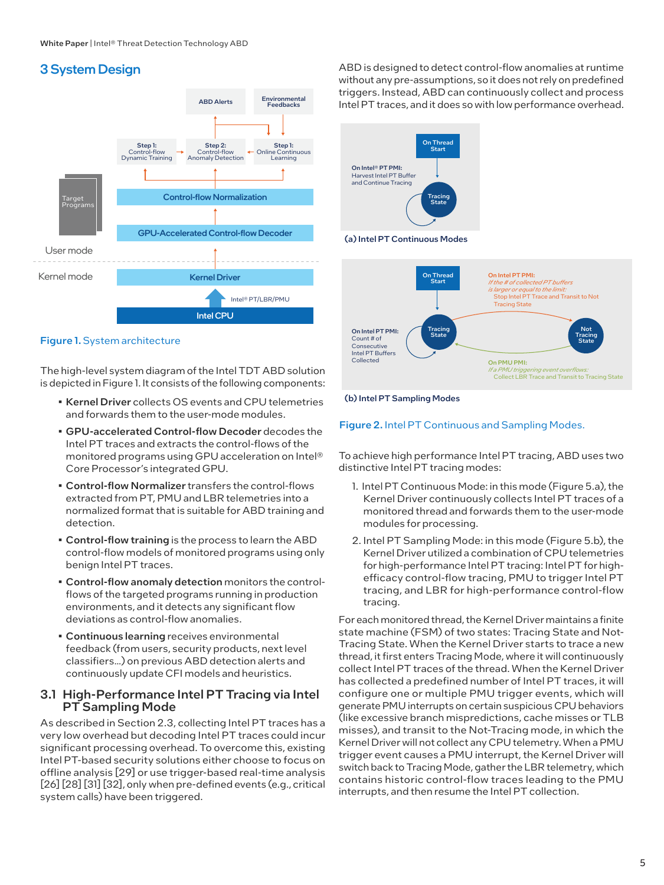## 3 System Design

Figure 1. System architecture

The high-level system diagram of the Intel TDT ABD solution is depicted in Figure 1. It consists of the following components:

- **Kernel Driver** collects OS events and CPU telemetries and forwards them to the user-mode modules.
- **GPU-accelerated Control-flow Decoder** decodes the Intel PT traces and extracts the control-flows of the monitored programs using GPU acceleration on Intel® Core Processor's integrated GPU.
- **Control-flow Normalizer** transfers the control-flows extracted from PT, PMU and LBR telemetries into a normalized format that is suitable for ABD training and detection.
- **Control-flow training** is the process to learn the ABD control-flow models of monitored programs using only benign Intel PT traces.
- **Control-flow anomaly detection** monitors the control-flows of the targeted programs running in production environments, and it detects any significant flow deviations as control-flow anomalies.
- **Continuous learning** receives environmental feedback (from users, security products, next level classifiers…) on previous ABD detection alerts and continuously update CFI models and heuristics.

### 3.1 High-Performance Intel PT Tracing via Intel PT Sampling Mode

As described in Section 2.3, collecting Intel PT traces has a very low overhead but decoding Intel PT traces could incur significant processing overhead. To overcome this, existing Intel PT-based security solutions either choose to focus on offline analysis [29] or use trigger-based real-time analysis [26] [28] [31] [32], only when pre-defined events (e.g., critical system calls) have been triggered.

ABD is designed to detect control-flow anomalies at runtime without any pre-assumptions, so it does not rely on predefined triggers. Instead, ABD can continuously collect and process Intel PT traces, and it does so with low performance overhead.

(a) Intel PT Continuous Modes

(b) Intel PT Sampling Modes

Figure 2. Intel PT Continuous and Sampling Modes.

To achieve high performance Intel PT tracing, ABD uses two distinctive Intel PT tracing modes:

1. Intel PT Continuous Mode: in this mode (Figure 5.a), the Kernel Driver continuously collects Intel PT traces of a monitored thread and forwards them to the user-mode modules for processing.
2. Intel PT Sampling Mode: in this mode (Figure 5.b), the Kernel Driver utilized a combination of CPU telemetries for high-performance Intel PT tracing: Intel PT for high-efficacy control-flow tracing, PMU to trigger Intel PT tracing, and LBR for high-performance control-flow tracing.

For each monitored thread, the Kernel Driver maintains a finite state machine (FSM) of two states: Tracing State and Not-Tracing State. When the Kernel Driver starts to trace a new thread, it first enters Tracing Mode, where it will continuously collect Intel PT traces of the thread. When the Kernel Driver has collected a predefined number of Intel PT traces, it will configure one or multiple PMU trigger events, which will generate PMU interrupts on certain suspicious CPU behaviors (like excessive branch mispredictions, cache misses or TLB misses), and transit to the Not-Tracing mode, where the Kernel Driver will not collect any CPU telemetry. When a PMU trigger event causes a PMU interrupt, the Kernel Driver will switch back to Tracing Mode, gather the LBR telemetry, which contains historic control-flow traces leading to the PMU interrupts, and then resume the Intel PT collection.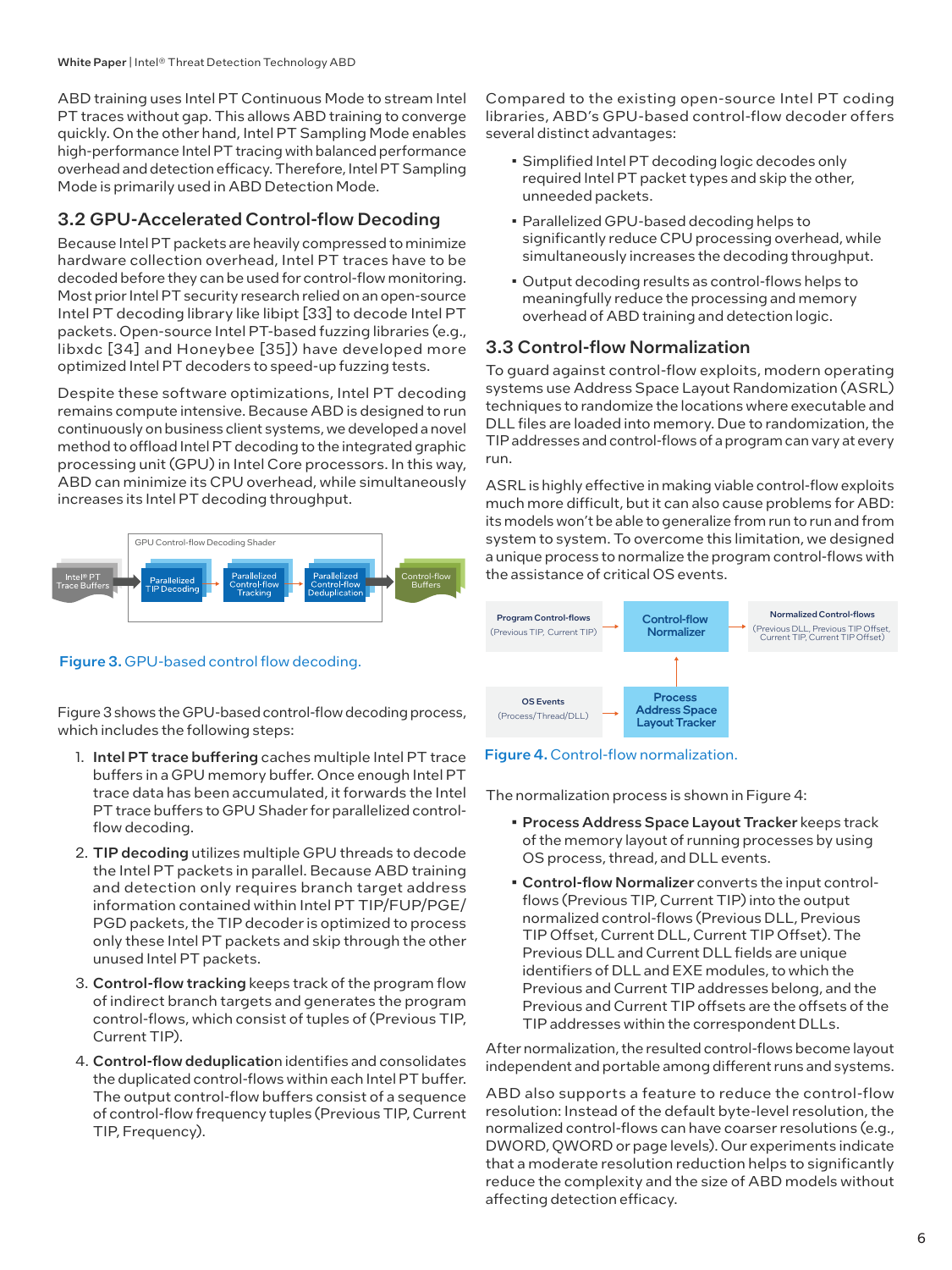ABD training uses Intel PT Continuous Mode to stream Intel PT traces without gap. This allows ABD training to converge quickly. On the other hand, Intel PT Sampling Mode enables high-performance Intel PT tracing with balanced performance overhead and detection efficacy. Therefore, Intel PT Sampling Mode is primarily used in ABD Detection Mode.

## 3.2 GPU-Accelerated Control-flow Decoding

Because Intel PT packets are heavily compressed to minimize hardware collection overhead, Intel PT traces have to be decoded before they can be used for control-flow monitoring. Most prior Intel PT security research relied on an open-source Intel PT decoding library like libipt [33] to decode Intel PT packets. Open-source Intel PT-based fuzzing libraries (e.g., libxdc [34] and Honeybee [35]) have developed more optimized Intel PT decoders to speed-up fuzzing tests.

Despite these software optimizations, Intel PT decoding remains compute intensive. Because ABD is designed to run continuously on business client systems, we developed a novel method to offload Intel PT decoding to the integrated graphic processing unit (GPU) in Intel Core processors. In this way, ABD can minimize its CPU overhead, while simultaneously increases its Intel PT decoding throughput.

GPU Control-flow Decoding Shader

Intel® PT Trace Buffers

Parallelized TIP Decoding

Parallelized Control-flow Tracking

Parallelized Control-flow Deduplication

Control-flow Buffers

**Figure 3.** GPU-based control flow decoding.

Figure 3 shows the GPU-based control-flow decoding process, which includes the following steps:

1. **Intel PT trace buffering** caches multiple Intel PT trace buffers in a GPU memory buffer. Once enough Intel PT trace data has been accumulated, it forwards the Intel PT trace buffers to GPU Shader for parallelized control-flow decoding.
2. **TIP decoding** utilizes multiple GPU threads to decode the Intel PT packets in parallel. Because ABD training and detection only requires branch target address information contained within Intel PT TIP/FUP/PGE/PGD packets, the TIP decoder is optimized to process only these Intel PT packets and skip through the other unused Intel PT packets.
3. **Control-flow tracking** keeps track of the program flow of indirect branch targets and generates the program control-flows, which consist of tuples of (Previous TIP, Current TIP).
4. **Control-flow deduplication** identifies and consolidates the duplicated control-flows within each Intel PT buffer. The output control-flow buffers consist of a sequence of control-flow frequency tuples (Previous TIP, Current TIP, Frequency).

Compared to the existing open-source Intel PT coding libraries, ABD's GPU-based control-flow decoder offers several distinct advantages:

- Simplified Intel PT decoding logic decodes only required Intel PT packet types and skip the other, unneeded packets.
- Parallelized GPU-based decoding helps to significantly reduce CPU processing overhead, while simultaneously increases the decoding throughput.
- Output decoding results as control-flows helps to meaningfully reduce the processing and memory overhead of ABD training and detection logic.

## 3.3 Control-flow Normalization

To guard against control-flow exploits, modern operating systems use Address Space Layout Randomization (ASRL) techniques to randomize the locations where executable and DLL files are loaded into memory. Due to randomization, the TIP addresses and control-flows of a program can vary at every run.

ASRL is highly effective in making viable control-flow exploits much more difficult, but it can also cause problems for ABD: its models won't be able to generalize from run to run and from system to system. To overcome this limitation, we designed a unique process to normalize the program control-flows with the assistance of critical OS events.

Program Control-flows
(Previous TIP, Current TIP)

Control-flow Normalizer

Normalized Control-flows
(Previous DLL, Previous TIP Offset, Current TIP, Current TIP Offset)

OS Events
(Process/Thread/DLL)

Process Address Space Layout Tracker

**Figure 4.** Control-flow normalization.

The normalization process is shown in Figure 4:

- **Process Address Space Layout Tracker** keeps track of the memory layout of running processes by using OS process, thread, and DLL events.
- **Control-flow Normalizer** converts the input control-flows (Previous TIP, Current TIP) into the output normalized control-flows (Previous DLL, Previous TIP Offset, Current DLL, Current TIP Offset). The Previous DLL and Current DLL fields are unique identifiers of DLL and EXE modules, to which the Previous and Current TIP addresses belong, and the Previous and Current TIP offsets are the offsets of the TIP addresses within the correspondent DLLs.

After normalization, the resulted control-flows become layout independent and portable among different runs and systems.

ABD also supports a feature to reduce the control-flow resolution: Instead of the default byte-level resolution, the normalized control-flows can have coarser resolutions (e.g., DWORD, QWORD or page levels). Our experiments indicate that a moderate resolution reduction helps to significantly reduce the complexity and the size of ABD models without affecting detection efficacy.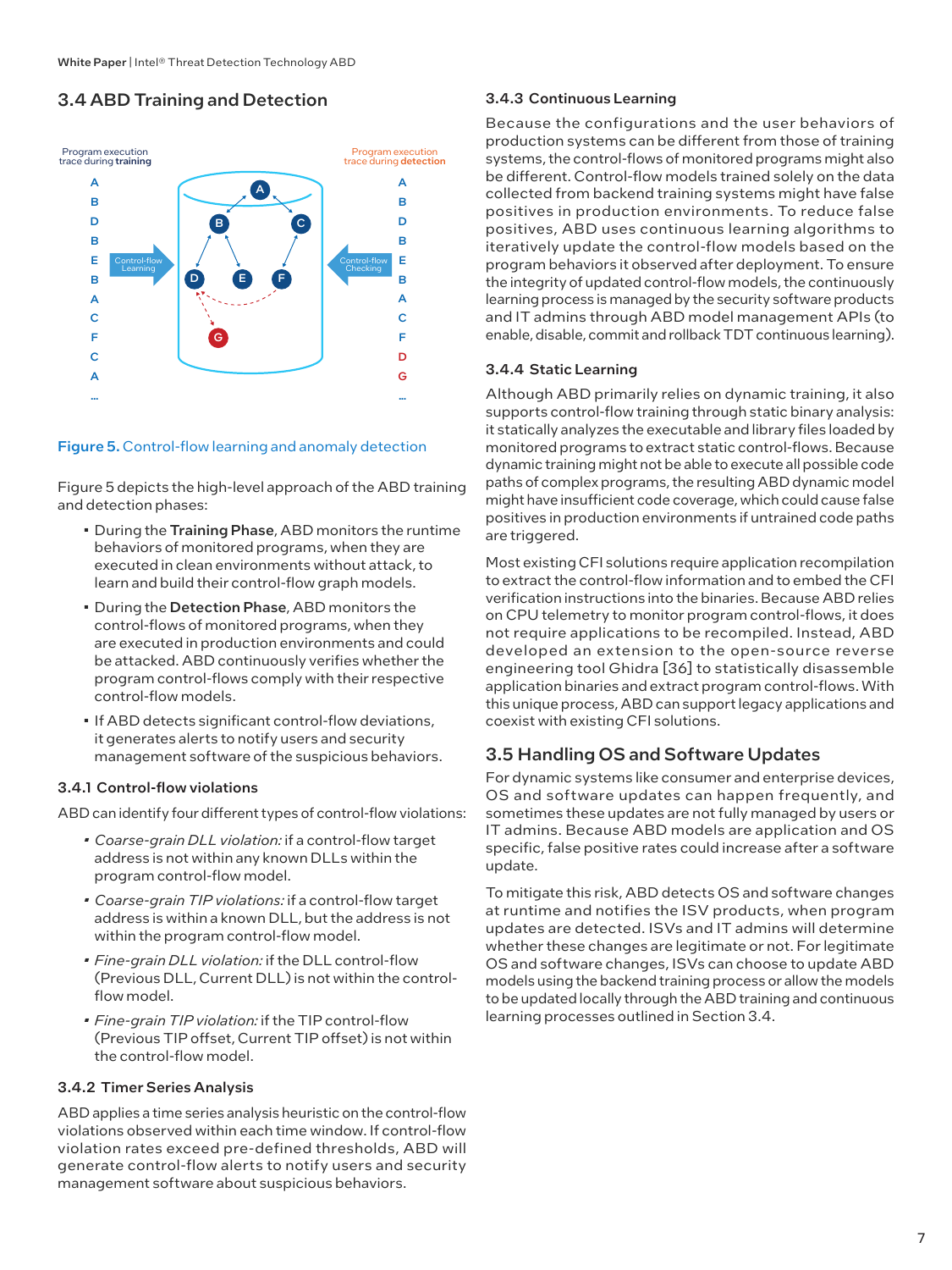## 3.4 ABD Training and Detection

Program execution trace during training

A
B
D
B
E
B
A
C
F
C
A
...

Control-flow Learning

A B C D E F G

Control-flow Checking

Program execution trace during detection

A
B
D
B
E
B
A
C
F
D
G
...

**Figure 5.** Control-flow learning and anomaly detection

Figure 5 depicts the high-level approach of the ABD training and detection phases:

- During the **Training Phase**, ABD monitors the runtime behaviors of monitored programs, when they are executed in clean environments without attack, to learn and build their control-flow graph models.
- During the **Detection Phase**, ABD monitors the control-flows of monitored programs, when they are executed in production environments and could be attacked. ABD continuously verifies whether the program control-flows comply with their respective control-flow models.
- If ABD detects significant control-flow deviations, it generates alerts to notify users and security management software of the suspicious behaviors.

### 3.4.1 Control-flow violations

ABD can identify four different types of control-flow violations:

- *Coarse-grain DLL violation:* if a control-flow target address is not within any known DLLs within the program control-flow model.
- *Coarse-grain TIP violations:* if a control-flow target address is within a known DLL, but the address is not within the program control-flow model.
- *Fine-grain DLL violation:* if the DLL control-flow (Previous DLL, Current DLL) is not within the control-flow model.
- *Fine-grain TIP violation:* if the TIP control-flow (Previous TIP offset, Current TIP offset) is not within the control-flow model.

### 3.4.2 Timer Series Analysis

ABD applies a time series analysis heuristic on the control-flow violations observed within each time window. If control-flow violation rates exceed pre-defined thresholds, ABD will generate control-flow alerts to notify users and security management software about suspicious behaviors.

### 3.4.3 Continuous Learning

Because the configurations and the user behaviors of production systems can be different from those of training systems, the control-flows of monitored programs might also be different. Control-flow models trained solely on the data collected from backend training systems might have false positives in production environments. To reduce false positives, ABD uses continuous learning algorithms to iteratively update the control-flow models based on the program behaviors it observed after deployment. To ensure the integrity of updated control-flow models, the continuously learning process is managed by the security software products and IT admins through ABD model management APIs (to enable, disable, commit and rollback TDT continuous learning).

### 3.4.4 Static Learning

Although ABD primarily relies on dynamic training, it also supports control-flow training through static binary analysis: it statically analyzes the executable and library files loaded by monitored programs to extract static control-flows. Because dynamic training might not be able to execute all possible code paths of complex programs, the resulting ABD dynamic model might have insufficient code coverage, which could cause false positives in production environments if untrained code paths are triggered.

Most existing CFI solutions require application recompilation to extract the control-flow information and to embed the CFI verification instructions into the binaries. Because ABD relies on CPU telemetry to monitor program control-flows, it does not require applications to be recompiled. Instead, ABD developed an extension to the open-source reverse engineering tool Ghidra [36] to statistically disassemble application binaries and extract program control-flows. With this unique process, ABD can support legacy applications and coexist with existing CFI solutions.

## 3.5 Handling OS and Software Updates

For dynamic systems like consumer and enterprise devices, OS and software updates can happen frequently, and sometimes these updates are not fully managed by users or IT admins. Because ABD models are application and OS specific, false positive rates could increase after a software update.

To mitigate this risk, ABD detects OS and software changes at runtime and notifies the ISV products, when program updates are detected. ISVs and IT admins will determine whether these changes are legitimate or not. For legitimate OS and software changes, ISVs can choose to update ABD models using the backend training process or allow the models to be updated locally through the ABD training and continuous learning processes outlined in Section 3.4.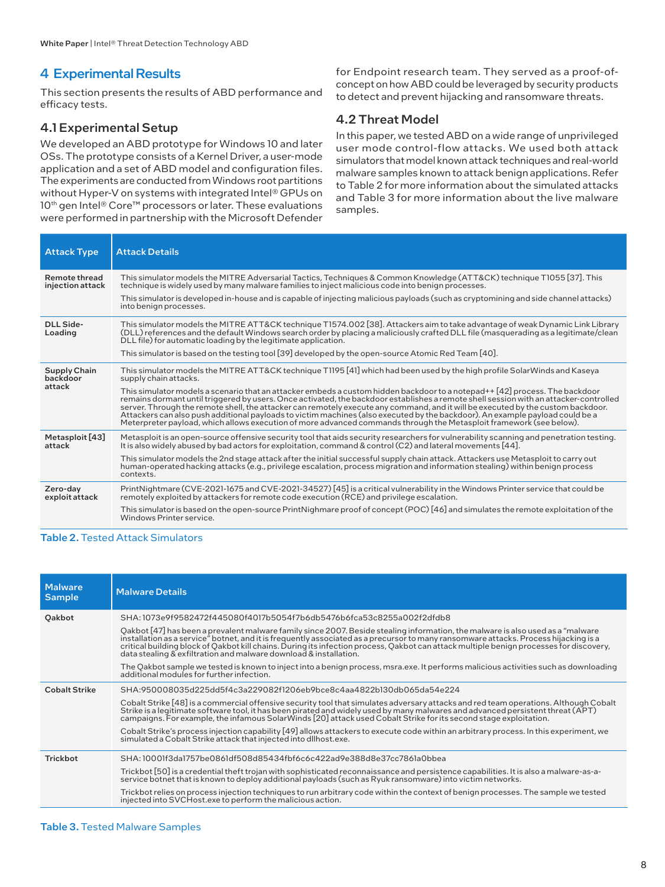## 4 Experimental Results

This section presents the results of ABD performance and efficacy tests.

### 4.1 Experimental Setup

We developed an ABD prototype for Windows 10 and later OSs. The prototype consists of a Kernel Driver, a user-mode application and a set of ABD model and configuration files. The experiments are conducted from Windows root partitions without Hyper-V on systems with integrated Intel® GPUs on 10th gen Intel® Core™ processors or later. These evaluations were performed in partnership with the Microsoft Defender for Endpoint research team. They served as a proof-of-concept on how ABD could be leveraged by security products to detect and prevent hijacking and ransomware threats.

### 4.2 Threat Model

In this paper, we tested ABD on a wide range of unprivileged user mode control-flow attacks. We used both attack simulators that model known attack techniques and real-world malware samples known to attack benign applications. Refer to Table 2 for more information about the simulated attacks and Table 3 for more information about the live malware samples.

| Attack Type | Attack Details |
| --- | --- |
| Remote thread injection attack | This simulator models the MITRE Adversarial Tactics, Techniques & Common Knowledge (ATT&CK) technique T1055 [37]. This technique is widely used by many malware families to inject malicious code into benign processes.<br><br>This simulator is developed in-house and is capable of injecting malicious payloads (such as cryptomining and side channel attacks) into benign processes. |
| DLL Side-Loading | This simulator models the MITRE ATT&CK technique T1574.002 [38]. Attackers aim to take advantage of weak Dynamic Link Library (DLL) references and the default Windows search order by placing a maliciously crafted DLL file (masquerading as a legitimate/clean DLL file) for automatic loading by the legitimate application.<br><br>This simulator is based on the testing tool [39] developed by the open-source Atomic Red Team [40]. |
| Supply Chain backdoor attack | This simulator models the MITRE ATT&CK technique T1195 [41] which had been used by the high profile SolarWinds and Kaseya supply chain attacks.<br><br>This simulator models a scenario that an attacker embeds a custom hidden backdoor to a notepad++ [42] process. The backdoor remains dormant until triggered by users. Once activated, the backdoor establishes a remote shell session with an attacker-controlled server. Through the remote shell, the attacker can remotely execute any command, and it will be executed by the custom backdoor. Attackers can also push additional payloads to victim machines (also executed by the backdoor). An example payload could be a Meterpreter payload, which allows execution of more advanced commands through the Metasploit framework (see below). |
| Metasploit [43] attack | Metasploit is an open-source offensive security tool that aids security researchers for vulnerability scanning and penetration testing. It is also widely abused by bad actors for exploitation, command & control (C2) and lateral movements [44].<br><br>This simulator models the 2nd stage attack after the initial successful supply chain attack. Attackers use Metasploit to carry out human-operated hacking attacks (e.g., privilege escalation, process migration and information stealing) within benign process contexts. |
| Zero-day exploit attack | PrintNightmare (CVE-2021-1675 and CVE-2021-34527) [45] is a critical vulnerability in the Windows Printer service that could be remotely exploited by attackers for remote code execution (RCE) and privilege escalation.<br><br>This simulator is based on the open-source PrintNighmare proof of concept (POC) [46] and simulates the remote exploitation of the Windows Printer service. |

**Table 2.** Tested Attack Simulators

| Malware Sample | Malware Details |
| --- | --- |
| Qakbot | SHA: 1073e9f9582472f445080f4017b5054f7b6db5476b6fca53c8255a002f2dfdb8<br><br>Qakbot [47] has been a prevalent malware family since 2007. Beside stealing information, the malware is also used as a "malware installation as a service" botnet, and it is frequently associated as a precursor to many ransomware attacks. Process hijacking is a critical building block of Qakbot kill chains. During its infection process, Qakbot can attack multiple benign processes for discovery, data stealing & exfiltration and malware download & installation.<br><br>The Qakbot sample we tested is known to inject into a benign process, msra.exe. It performs malicious activities such as downloading additional modules for further infection. |
| Cobalt Strike | SHA:950008035d225dd5f4c3a229082f1206eb9bce8c4aa4822b130db065da54e224<br><br>Cobalt Strike [48] is a commercial offensive security tool that simulates adversary attacks and red team operations. Although Cobalt Strike is a legitimate software tool, it has been pirated and widely used by many malwares and advanced persistent threat (APT) campaigns. For example, the infamous SolarWinds [20] attack used Cobalt Strike for its second stage exploitation.<br><br>Cobalt Strike's process injection capability [49] allows attackers to execute code within an arbitrary process. In this experiment, we simulated a Cobalt Strike attack that injected into dllhost.exe. |
| Trickbot | SHA: 10001f3da1757be0861df508d85434fbf6c6c422ad9e388d8e37cc7861a0bbea<br><br>Trickbot [50] is a credential theft trojan with sophisticated reconnaissance and persistence capabilities. It is also a malware-as-a-service botnet that is known to deploy additional payloads (such as Ryuk ransomware) into victim networks.<br><br>Trickbot relies on process injection techniques to run arbitrary code within the context of benign processes. The sample we tested injected into SVCHost.exe to perform the malicious action. |

**Table 3.** Tested Malware Samples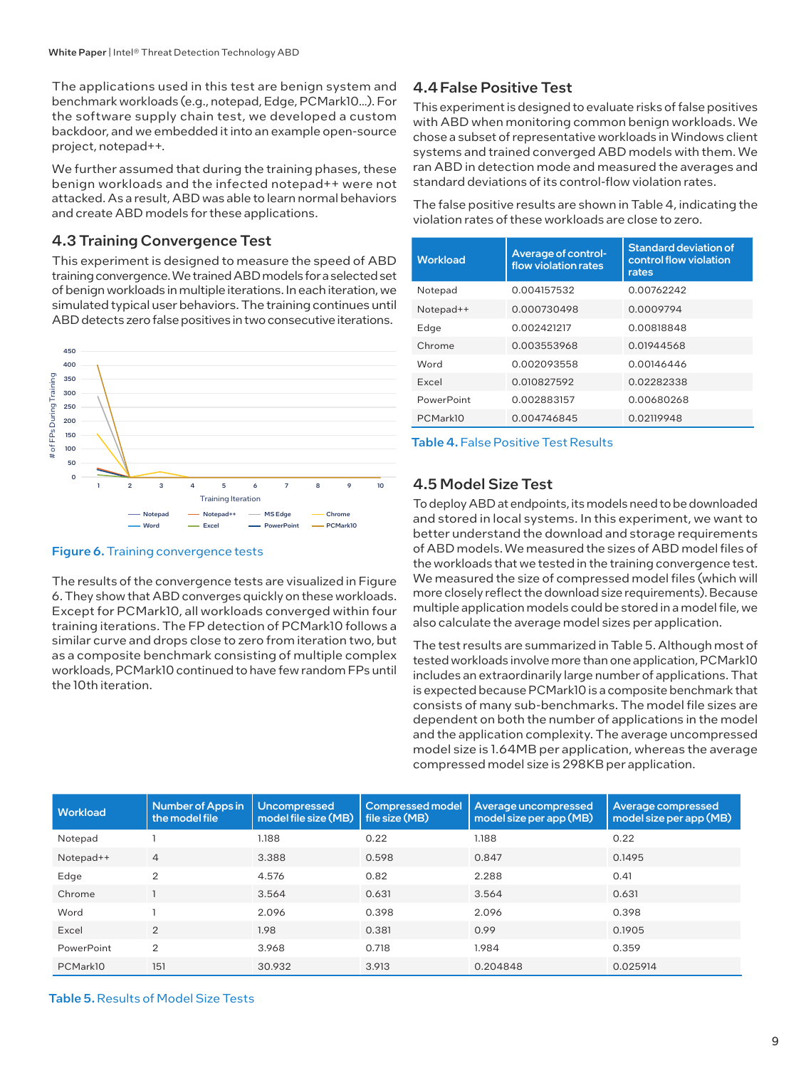The applications used in this test are benign system and benchmark workloads (e.g., notepad, Edge, PCMark10…). For the software supply chain test, we developed a custom backdoor, and we embedded it into an example open-source project, notepad++.

We further assumed that during the training phases, these benign workloads and the infected notepad++ were not attacked. As a result, ABD was able to learn normal behaviors and create ABD models for these applications.

## 4.3 Training Convergence Test

This experiment is designed to measure the speed of ABD training convergence. We trained ABD models for a selected set of benign workloads in multiple iterations. In each iteration, we simulated typical user behaviors. The training continues until ABD detects zero false positives in two consecutive iterations.

**Figure 6.** Training convergence tests

The results of the convergence tests are visualized in Figure 6. They show that ABD converges quickly on these workloads. Except for PCMark10, all workloads converged within four training iterations. The FP detection of PCMark10 follows a similar curve and drops close to zero from iteration two, but as a composite benchmark consisting of multiple complex workloads, PCMark10 continued to have few random FPs until the 10th iteration.

## 4.4 False Positive Test

This experiment is designed to evaluate risks of false positives with ABD when monitoring common benign workloads. We chose a subset of representative workloads in Windows client systems and trained converged ABD models with them. We ran ABD in detection mode and measured the averages and standard deviations of its control-flow violation rates.

The false positive results are shown in Table 4, indicating the violation rates of these workloads are close to zero.

| Workload | Average of control-flow violation rates | Standard deviation of control flow violation rates |
|---|---|---|
| Notepad | 0.004157532 | 0.00762242 |
| Notepad++ | 0.000730498 | 0.0009794 |
| Edge | 0.002421217 | 0.00818848 |
| Chrome | 0.003553968 | 0.01944568 |
| Word | 0.002093558 | 0.00146446 |
| Excel | 0.010827592 | 0.02282338 |
| PowerPoint | 0.002883157 | 0.00680268 |
| PCMark10 | 0.004746845 | 0.02119948 |

**Table 4.** False Positive Test Results

## 4.5 Model Size Test

To deploy ABD at endpoints, its models need to be downloaded and stored in local systems. In this experiment, we want to better understand the download and storage requirements of ABD models. We measured the sizes of ABD model files of the workloads that we tested in the training convergence test. We measured the size of compressed model files (which will more closely reflect the download size requirements). Because multiple application models could be stored in a model file, we also calculate the average model sizes per application.

The test results are summarized in Table 5. Although most of tested workloads involve more than one application, PCMark10 includes an extraordinarily large number of applications. That is expected because PCMark10 is a composite benchmark that consists of many sub-benchmarks. The model file sizes are dependent on both the number of applications in the model and the application complexity. The average uncompressed model size is 1.64MB per application, whereas the average compressed model size is 298KB per application.

| Workload | Number of Apps in the model file | Uncompressed model file size (MB) | Compressed model file size (MB) | Average uncompressed model size per app (MB) | Average compressed model size per app (MB) |
|---|---|---|---|---|---|
| Notepad | 1 | 1.188 | 0.22 | 1.188 | 0.22 |
| Notepad++ | 4 | 3.388 | 0.598 | 0.847 | 0.1495 |
| Edge | 2 | 4.576 | 0.82 | 2.288 | 0.41 |
| Chrome | 1 | 3.564 | 0.631 | 3.564 | 0.631 |
| Word | 1 | 2.096 | 0.398 | 2.096 | 0.398 |
| Excel | 2 | 1.98 | 0.381 | 0.99 | 0.1905 |
| PowerPoint | 2 | 3.968 | 0.718 | 1.984 | 0.359 |
| PCMark10 | 151 | 30.932 | 3.913 | 0.204848 | 0.025914 |

**Table 5.** Results of Model Size Tests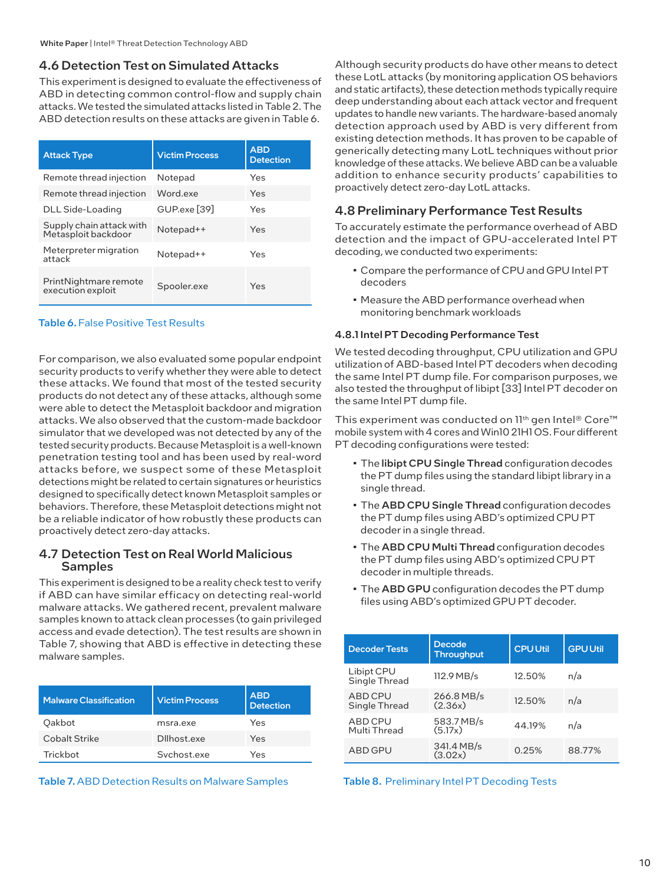## 4.6 Detection Test on Simulated Attacks

This experiment is designed to evaluate the effectiveness of ABD in detecting common control-flow and supply chain attacks. We tested the simulated attacks listed in Table 2. The ABD detection results on these attacks are given in Table 6.

| Attack Type | Victim Process | ABD Detection |
|---|---|---|
| Remote thread injection | Notepad | Yes |
| Remote thread injection | Word.exe | Yes |
| DLL Side-Loading | GUP.exe [39] | Yes |
| Supply chain attack with Metasploit backdoor | Notepad++ | Yes |
| Meterpreter migration attack | Notepad++ | Yes |
| PrintNightmare remote execution exploit | Spooler.exe | Yes |

**Table 6.** False Positive Test Results

For comparison, we also evaluated some popular endpoint security products to verify whether they were able to detect these attacks. We found that most of the tested security products do not detect any of these attacks, although some were able to detect the Metasploit backdoor and migration attacks. We also observed that the custom-made backdoor simulator that we developed was not detected by any of the tested security products. Because Metasploit is a well-known penetration testing tool and has been used by real-word attacks before, we suspect some of these Metasploit detections might be related to certain signatures or heuristics designed to specifically detect known Metasploit samples or behaviors. Therefore, these Metasploit detections might not be a reliable indicator of how robustly these products can proactively detect zero-day attacks.

## 4.7 Detection Test on Real World Malicious Samples

This experiment is designed to be a reality check test to verify if ABD can have similar efficacy on detecting real-world malware attacks. We gathered recent, prevalent malware samples known to attack clean processes (to gain privileged access and evade detection). The test results are shown in Table 7, showing that ABD is effective in detecting these malware samples.

| Malware Classification | Victim Process | ABD Detection |
|---|---|---|
| Qakbot | msra.exe | Yes |
| Cobalt Strike | Dllhost.exe | Yes |
| Trickbot | Svchost.exe | Yes |

**Table 7.** ABD Detection Results on Malware Samples

Although security products do have other means to detect these LotL attacks (by monitoring application OS behaviors and static artifacts), these detection methods typically require deep understanding about each attack vector and frequent updates to handle new variants. The hardware-based anomaly detection approach used by ABD is very different from existing detection methods. It has proven to be capable of generically detecting many LotL techniques without prior knowledge of these attacks. We believe ABD can be a valuable addition to enhance security products' capabilities to proactively detect zero-day LotL attacks.

## 4.8 Preliminary Performance Test Results

To accurately estimate the performance overhead of ABD detection and the impact of GPU-accelerated Intel PT decoding, we conducted two experiments:

- Compare the performance of CPU and GPU Intel PT decoders
- Measure the ABD performance overhead when monitoring benchmark workloads

### 4.8.1 Intel PT Decoding Performance Test

We tested decoding throughput, CPU utilization and GPU utilization of ABD-based Intel PT decoders when decoding the same Intel PT dump file. For comparison purposes, we also tested the throughput of libipt [33] Intel PT decoder on the same Intel PT dump file.

This experiment was conducted on 11th gen Intel® Core™ mobile system with 4 cores and Win10 21H1 OS. Four different PT decoding configurations were tested:

- The **libipt CPU Single Thread** configuration decodes the PT dump files using the standard libipt library in a single thread.
- The **ABD CPU Single Thread** configuration decodes the PT dump files using ABD's optimized CPU PT decoder in a single thread.
- The **ABD CPU Multi Thread** configuration decodes the PT dump files using ABD's optimized CPU PT decoder in multiple threads.
- The **ABD GPU** configuration decodes the PT dump files using ABD's optimized GPU PT decoder.

| Decoder Tests | Decode Throughput | CPU Util | GPU Util |
|---|---|---|---|
| Libipt CPU Single Thread | 112.9 MB/s | 12.50% | n/a |
| ABD CPU Single Thread | 266.8 MB/s (2.36x) | 12.50% | n/a |
| ABD CPU Multi Thread | 583.7 MB/s (5.17x) | 44.19% | n/a |
| ABD GPU | 341.4 MB/s (3.02x) | 0.25% | 88.77% |

**Table 8.** Preliminary Intel PT Decoding Tests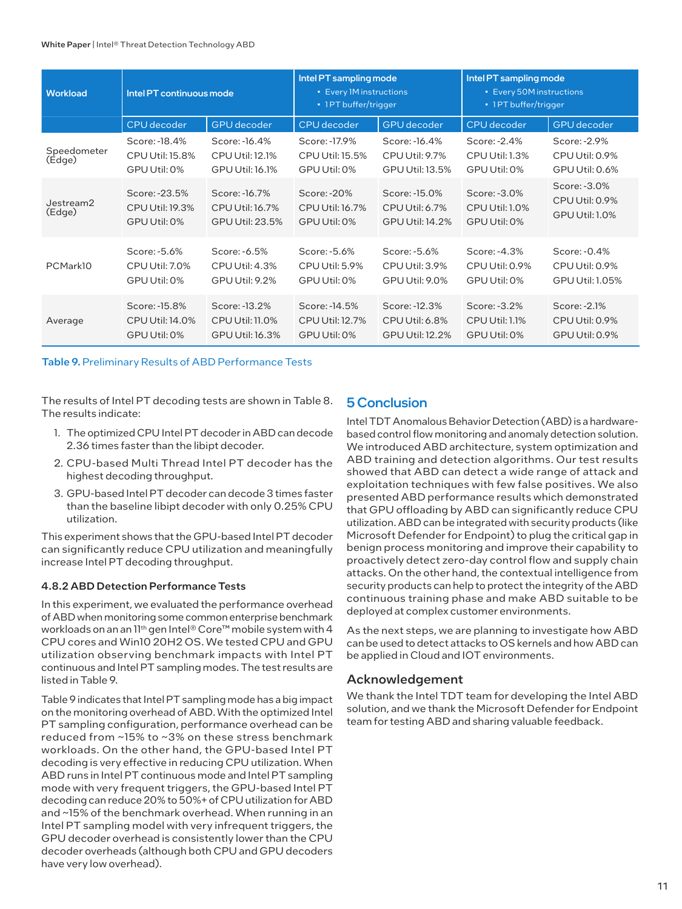| Workload | Intel PT continuous mode | | Intel PT sampling mode<br>• Every 1M instructions<br>• 1 PT buffer/trigger | | Intel PT sampling mode<br>• Every 50M instructions<br>• 1 PT buffer/trigger | |
|---|---|---|---|---|---|---|
| | CPU decoder | GPU decoder | CPU decoder | GPU decoder | CPU decoder | GPU decoder |
| Speedometer (Edge) | Score: -18.4%<br>CPU Util: 15.8%<br>GPU Util: 0% | Score: -16.4%<br>CPU Util: 12.1%<br>GPU Util: 16.1% | Score: -17.9%<br>CPU Util: 15.5%<br>GPU Util: 0% | Score: -16.4%<br>CPU Util: 9.7%<br>GPU Util: 13.5% | Score: -2.4%<br>CPU Util: 1.3%<br>GPU Util: 0% | Score: -2.9%<br>CPU Util: 0.9%<br>GPU Util: 0.6% |
| Jestream2 (Edge) | Score: -23.5%<br>CPU Util: 19.3%<br>GPU Util: 0% | Score: -16.7%<br>CPU Util: 16.7%<br>GPU Util: 23.5% | Score: -20%<br>CPU Util: 16.7%<br>GPU Util: 0% | Score: -15.0%<br>CPU Util: 6.7%<br>GPU Util: 14.2% | Score: -3.0%<br>CPU Util: 1.0%<br>GPU Util: 0% | Score: -3.0%<br>CPU Util: 0.9%<br>GPU Util: 1.0% |
| PCMark10 | Score: -5.6%<br>CPU Util: 7.0%<br>GPU Util: 0% | Score: -6.5%<br>CPU Util: 4.3%<br>GPU Util: 9.2% | Score: -5.6%<br>CPU Util: 5.9%<br>GPU Util: 0% | Score: -5.6%<br>CPU Util: 3.9%<br>GPU Util: 9.0% | Score: -4.3%<br>CPU Util: 0.9%<br>GPU Util: 0% | Score: -0.4%<br>CPU Util: 0.9%<br>GPU Util: 1.05% |
| Average | Score: -15.8%<br>CPU Util: 14.0%<br>GPU Util: 0% | Score: -13.2%<br>CPU Util: 11.0%<br>GPU Util: 16.3% | Score: -14.5%<br>CPU Util: 12.7%<br>GPU Util: 0% | Score: -12.3%<br>CPU Util: 6.8%<br>GPU Util: 12.2% | Score: -3.2%<br>CPU Util: 1.1%<br>GPU Util: 0% | Score: -2.1%<br>CPU Util: 0.9%<br>GPU Util: 0.9% |

**Table 9.** Preliminary Results of ABD Performance Tests

The results of Intel PT decoding tests are shown in Table 8. The results indicate:

1. The optimized CPU Intel PT decoder in ABD can decode 2.36 times faster than the libipt decoder.
2. CPU-based Multi Thread Intel PT decoder has the highest decoding throughput.
3. GPU-based Intel PT decoder can decode 3 times faster than the baseline libipt decoder with only 0.25% CPU utilization.

This experiment shows that the GPU-based Intel PT decoder can significantly reduce CPU utilization and meaningfully increase Intel PT decoding throughput.

### 4.8.2 ABD Detection Performance Tests

In this experiment, we evaluated the performance overhead of ABD when monitoring some common enterprise benchmark workloads on an an 11th gen Intel® Core™ mobile system with 4 CPU cores and Win10 20H2 OS. We tested CPU and GPU utilization observing benchmark impacts with Intel PT continuous and Intel PT sampling modes. The test results are listed in Table 9.

Table 9 indicates that Intel PT sampling mode has a big impact on the monitoring overhead of ABD. With the optimized Intel PT sampling configuration, performance overhead can be reduced from ~15% to ~3% on these stress benchmark workloads. On the other hand, the GPU-based Intel PT decoding is very effective in reducing CPU utilization. When ABD runs in Intel PT continuous mode and Intel PT sampling mode with very frequent triggers, the GPU-based Intel PT decoding can reduce 20% to 50%+ of CPU utilization for ABD and ~15% of the benchmark overhead. When running in an Intel PT sampling model with very infrequent triggers, the GPU decoder overhead is consistently lower than the CPU decoder overheads (although both CPU and GPU decoders have very low overhead).

## 5 Conclusion

Intel TDT Anomalous Behavior Detection (ABD) is a hardware-based control flow monitoring and anomaly detection solution. We introduced ABD architecture, system optimization and ABD training and detection algorithms. Our test results showed that ABD can detect a wide range of attack and exploitation techniques with few false positives. We also presented ABD performance results which demonstrated that GPU offloading by ABD can significantly reduce CPU utilization. ABD can be integrated with security products (like Microsoft Defender for Endpoint) to plug the critical gap in benign process monitoring and improve their capability to proactively detect zero-day control flow and supply chain attacks. On the other hand, the contextual intelligence from security products can help to protect the integrity of the ABD continuous training phase and make ABD suitable to be deployed at complex customer environments.

As the next steps, we are planning to investigate how ABD can be used to detect attacks to OS kernels and how ABD can be applied in Cloud and IOT environments.

## Acknowledgement

We thank the Intel TDT team for developing the Intel ABD solution, and we thank the Microsoft Defender for Endpoint team for testing ABD and sharing valuable feedback.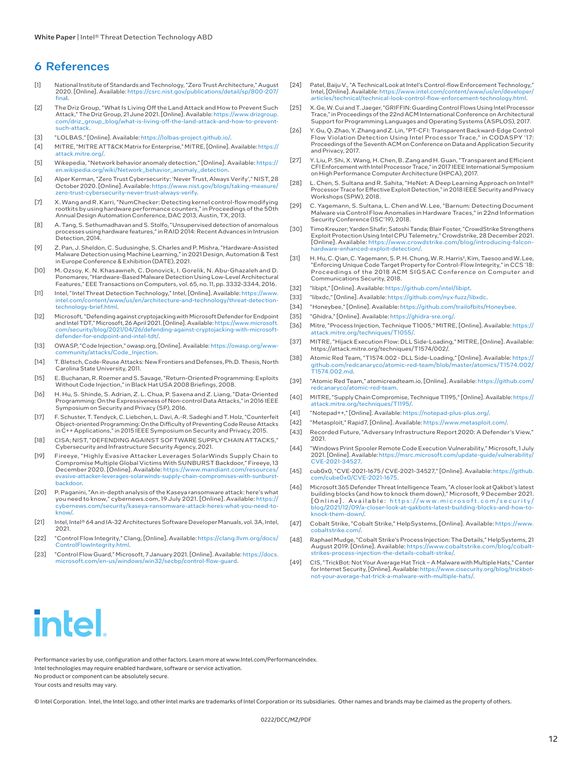## 6 References

[1] National Institute of Standards and Technology, "Zero Trust Architecture," August 2020. [Online]. Available: https://csrc.nist.gov/publications/detail/sp/800-207/final.

[2] The Driz Group, "What Is Living Off the Land Attack and How to Prevent Such Attack," The Driz Group, 21 June 2021. [Online]. Available: https://www.drizgroup.com/driz_group_blog/what-is-living-off-the-land-attack-and-how-to-prevent-such-attack.

[3] "LOLBAS," [Online]. Available: https://lolbas-project.github.io/.

[4] MITRE, "MITRE ATT&CK Matrix for Enterprise," MITRE, [Online]. Available: https://attack.mitre.org/.

[5] Wikepedia, "Network behavior anomaly detection," [Online]. Available: https://en.wikipedia.org/wiki/Network_behavior_anomaly_detection.

[6] Alper Kerman, "Zero Trust Cybersecurity: 'Never Trust, Always Verify'," NIST, 28 October 2020. [Online]. Available: https://www.nist.gov/blogs/taking-measure/zero-trust-cybersecurity-never-trust-always-verify.

[7] X. Wang and R. Karri, "NumChecker: Detecting kernel control-flow modifying rootkits by using hardware performance counters," in Proceedings of the 50th Annual Design Automation Conference, DAC 2013, Austin, TX, 2013.

[8] A. Tang, S. Sethumadhavan and S. Stolfo, "Unsupervised detection of anomalous processes using hardware features," in RAID 2014: Recent Advances in Intrusion Detection, 2014.

[9] Z. Pan, J. Sheldon, C. Sudusinghe, S. Charles and P. Mishra, "Hardware-Assisted Malware Detection using Machine Learning," in 2021 Design, Automation & Test in Europe Conference & Exhibition (DATE), 2021.

[10] M. Ozsoy, K. N. Khasawneh, C. Donovick, I. Gorelik, N. Abu-Ghazaleh and D. Ponomarev, "Hardware-Based Malware Detection Using Low-Level Architectural Features," EEE Transactions on Computers, vol. 65, no. 11, pp. 3332-3344, 2016.

[11] Intel, "Intel Threat Detection Technology," Intel, [Online]. Available: https://www.intel.com/content/www/us/en/architecture-and-technology/threat-detection-technology-brief.html.

[12] Microsoft, "Defending against cryptojacking with Microsoft Defender for Endpoint and Intel TDT," Microsoft, 26 April 2021. [Online]. Available: https://www.microsoft.com/security/blog/2021/04/26/defending-against-cryptojacking-with-microsoft-defender-for-endpoint-and-intel-tdt/.

[13] OWASP, "Code Injection," owasp.org, [Online]. Available: https://owasp.org/www-community/attacks/Code_Injection.

[14] T. Bletsch, Code-Reuse Attacks: New Frontiers and Defenses, Ph.D. Thesis, North Carolina State University, 2011.

[15] E. Buchanan, R. Roemer and S. Savage, "Return-Oriented Programming: Exploits Without Code Injection," in Black Hat USA 2008 Briefings, 2008.

[16] H. Hu, S. Shinde, S. Adrian, Z. L. Chua, P. Saxena and Z. Liang, "Data-Oriented Programming: On the Expressiveness of Non-control Data Attacks," in 2016 IEEE Symposium on Security and Privacy (SP), 2016.

[17] F. Schuster, T. Tendyck, C. Liebchen, L. Davi, A.-R. Sadeghi and T. Holz, "Counterfeit Object-oriented Programming: On the Difficulty of Preventing Code Reuse Attacks in C++ Applications," in 2015 IEEE Symposium on Security and Privacy, 2015.

[18] CISA; NIST, "DEFENDING AGAINST SOFTWARE SUPPLY CHAIN ATTACKS," Cybersecurity and Infrastructure Security Agency, 2021.

[19] Fireeye, "Highly Evasive Attacker Leverages SolarWinds Supply Chain to Compromise Multiple Global Victims With SUNBURST Backdoor," Fireeye, 13 December 2020. [Online]. Available: https://www.mandiant.com/resources/evasive-attacker-leverages-solarwinds-supply-chain-compromises-with-sunburst-backdoor.

[20] P. Paganini, "An in-depth analysis of the Kaseya ransomware attack: here's what you need to know," cybernews.com, 19 July 2021. [Online]. Available: https://cybernews.com/security/kaseya-ransomware-attack-heres-what-you-need-to-know/.

[21] Intel, Intel® 64 and IA-32 Architectures Software Developer Manuals, vol. 3A, Intel, 2021.

[22] "Control Flow Integrity," Clang, [Online]. Available: https://clang.llvm.org/docs/ControlFlowIntegrity.html.

[23] "Control Flow Guard," Microsoft, 7 January 2021. [Online]. Available: https://docs.microsoft.com/en-us/windows/win32/secbp/control-flow-guard.

[24] Patel, Baiju V., "A Technical Look at Intel's Control-flow Enforcement Technology," Intel, [Online]. Available: https://www.intel.com/content/www/us/en/developer/articles/technical/technical-look-control-flow-enforcement-technology.html.

[25] X. Ge, W. Cui and T. Jaeger, "GRIFFIN: Guarding Control Flows Using Intel Processor Trace," in Proceedings of the 22nd ACM International Conference on Architectural Support for Programming Languages and Operating Systems (ASPLOS), 2017.

[26] Y. Gu, Q. Zhao, Y. Zhang and Z. Lin, "PT-CFI: Transparent Backward-Edge Control Flow Violation Detection Using Intel Processor Trace," in CODASPY '17: Proceedings of the Seventh ACM on Conference on Data and Application Security and Privacy, 2017.

[27] Y. Liu, P. Shi, X. Wang, H. Chen, B. Zang and H. Guan, "Transparent and Efficient CFI Enforcement with Intel Processor Trace," in 2017 IEEE International Symposium on High Performance Computer Architecture (HPCA), 2017.

[28] L. Chen, S. Sultana and R. Sahita, "HeNet: A Deep Learning Approach on Intel® Processor Trace for Effective Exploit Detection," in 2018 IEEE Security and Privacy Workshops (SPW), 2018.

[29] C. Yagemann, S. Sultana, L. Chen and W. Lee, "Barnum: Detecting Document Malware via Control Flow Anomalies in Hardware Traces," in 22nd Information Security Conference (ISC'19), 2018.

[30] Timo Kreuzer; Yarden Shafir; Satoshi Tanda; Blair Foster, "CrowdStrike Strengthens Exploit Protection Using Intel CPU Telemetry," Crowdstrike, 28 December 2021. [Online]. Available: https://www.crowdstrike.com/blog/introducing-falcon-hardware-enhanced-exploit-detection/.

[31] H. Hu, C. Qian, C. Yagemann, S. P. H. Chung, W. R. Harris†, Kim, Taesoo and W. Lee, "Enforcing Unique Code Target Property for Control-Flow Integrity," in CCS '18: Proceedings of the 2018 ACM SIGSAC Conference on Computer and Communications Security, 2018.

[32] "libipt," [Online]. Available: https://github.com/intel/libipt.

[33] "libxdc," [Online]. Available: https://github.com/nyx-fuzz/libxdc.

[34] "Honeybee," [Online]. Available: https://github.com/trailofbits/Honeybee.

[35] "Ghidra," [Online]. Available: https://ghidra-sre.org/.

[36] Mitre, "Process Injection, Technique T1005," MITRE, [Online]. Available: https://attack.mitre.org/techniques/T1055/.

[37] MITRE, "Hijack Execution Flow: DLL Side-Loading," MITRE, [Online]. Available: https://attack.mitre.org/techniques/T1574/002/.

[38] Atomic Red Team, "T1574.002 - DLL Side-Loading," [Online]. Available: https://github.com/redcanaryco/atomic-red-team/blob/master/atomics/T1574.002/T1574.002.md.

[39] "Atomic Red Team," atomicredteam.io, [Online]. Available: https://github.com/redcanaryco/atomic-red-team.

[40] MITRE, "Supply Chain Compromise, Technique T1195," [Online]. Available: https://attack.mitre.org/techniques/T1195/.

[41] "Notepad++," [Online]. Available: https://notepad-plus-plus.org/.

[42] "Metasploit," Rapid7, [Online]. Available: https://www.metasploit.com/.

[43] Recorded Future, "Adversary Infrastructure Report 2020: A Defender's View," 2021.

[44] "Windows Print Spooler Remote Code Execution Vulnerability," Microsoft, 1 July 2021. [Online]. Available: https://msrc.microsoft.com/update-guide/vulnerability/CVE-2021-34527.

[45] cub0x0, "CVE-2021-1675 / CVE-2021-34527," [Online]. Available: https://github.com/cube0x0/CVE-2021-1675.

[46] Microsoft 365 Defender Threat Intelligence Team, "A closer look at Qakbot's latest building blocks (and how to knock them down)," Microsoft, 9 December 2021. [Online]. Available: https://www.microsoft.com/security/blog/2021/12/09/a-closer-look-at-qakbots-latest-building-blocks-and-how-to-knock-them-down/.

[47] Cobalt Strike, "Cobalt Strike," HelpSystems, [Online]. Available: https://www.cobaltstrike.com/.

[48] Raphael Mudge, "Cobalt Strike's Process Injection: The Details," HelpSystems, 21 August 2019. [Online]. Available: https://www.cobaltstrike.com/blog/cobalt-strikes-process-injection-the-details-cobalt-strike/.

[49] CIS, "TrickBot: Not Your Average Hat Trick – A Malware with Multiple Hats," Center for Internet Security, [Online]. Available: https://www.cisecurity.org/blog/trickbot-not-your-average-hat-trick-a-malware-with-multiple-hats/.

intel.

Performance varies by use, configuration and other factors. Learn more at www.Intel.com/PerformanceIndex.
Intel technologies may require enabled hardware, software or service activation.
No product or component can be absolutely secure.
Your costs and results may vary.

© Intel Corporation. Intel, the Intel logo, and other Intel marks are trademarks of Intel Corporation or its subsidiaries. Other names and brands may be claimed as the property of others.

0222/DCC/MZ/PDF